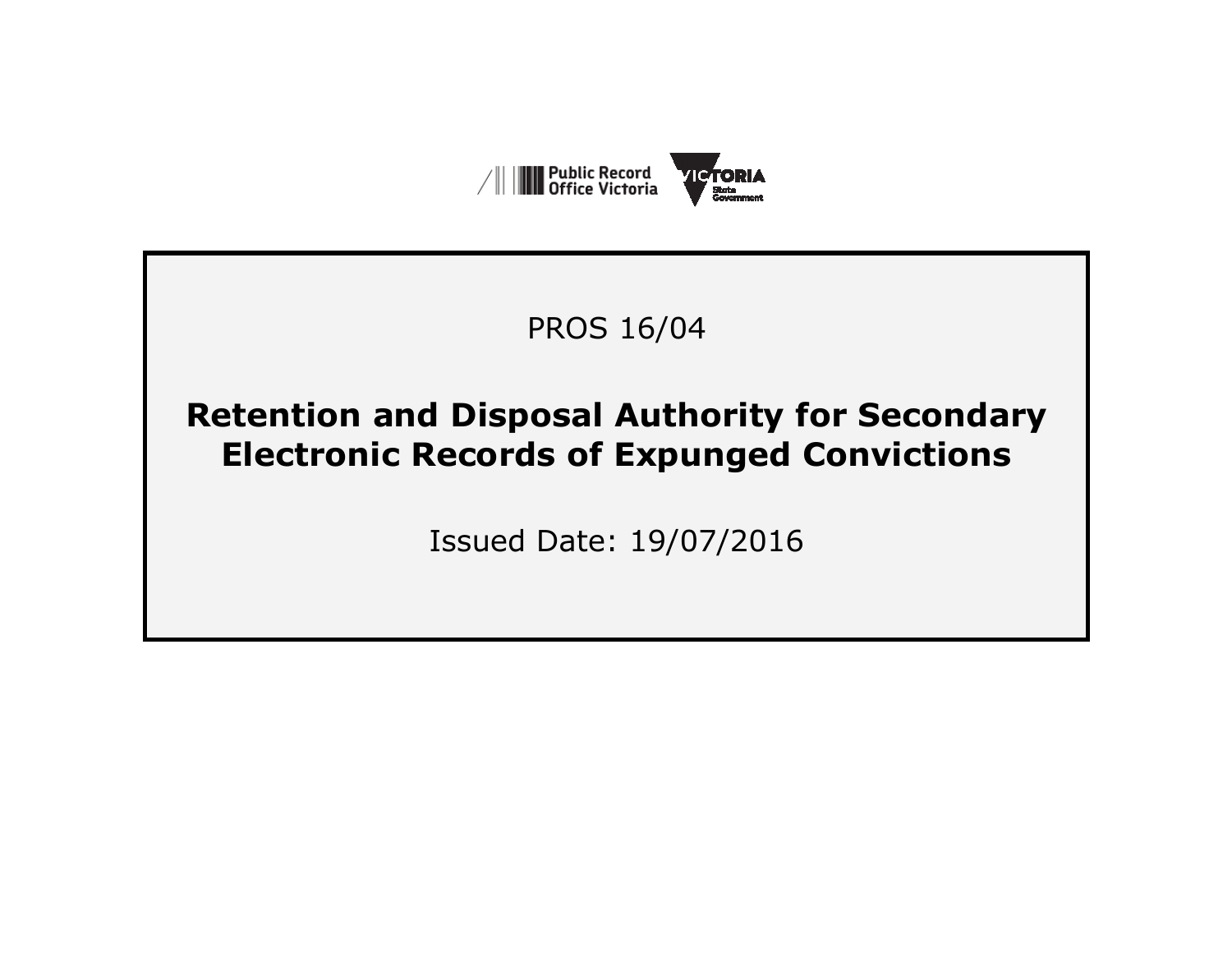Public Record Office Victoria

VICTORIA State Government

PROS 16/04

# Retention and Disposal Authority for Secondary Electronic Records of Expunged Convictions

Issued Date: 19/07/2016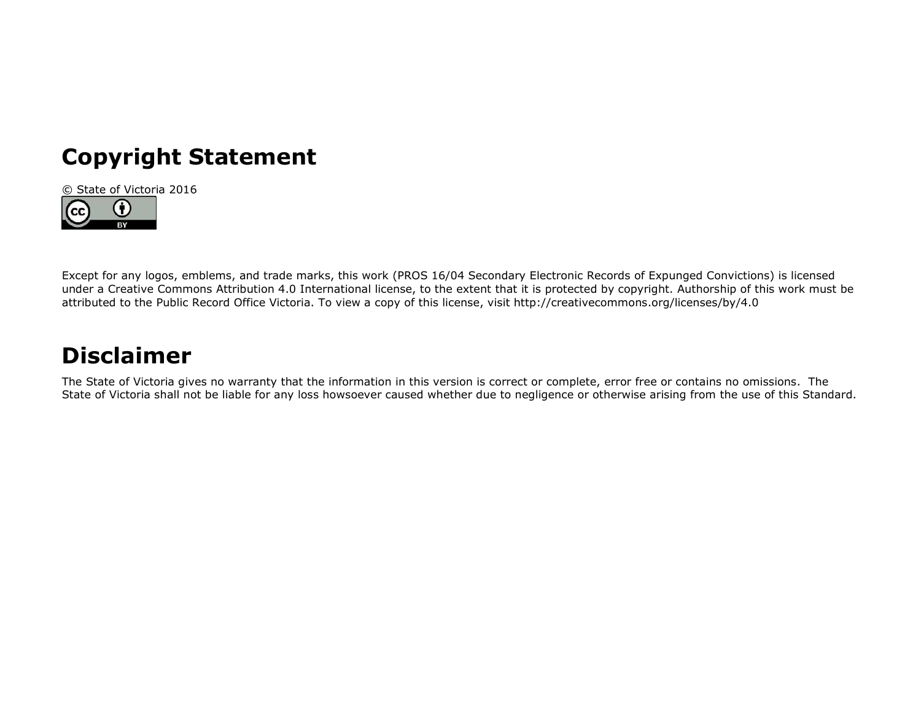# Copyright Statement

© State of Victoria 2016

Except for any logos, emblems, and trade marks, this work (PROS 16/04 Secondary Electronic Records of Expunged Convictions) is licensed under a Creative Commons Attribution 4.0 International license, to the extent that it is protected by copyright. Authorship of this work must be attributed to the Public Record Office Victoria. To view a copy of this license, visit http://creativecommons.org/licenses/by/4.0

# Disclaimer

The State of Victoria gives no warranty that the information in this version is correct or complete, error free or contains no omissions. The State of Victoria shall not be liable for any loss howsoever caused whether due to negligence or otherwise arising from the use of this Standard.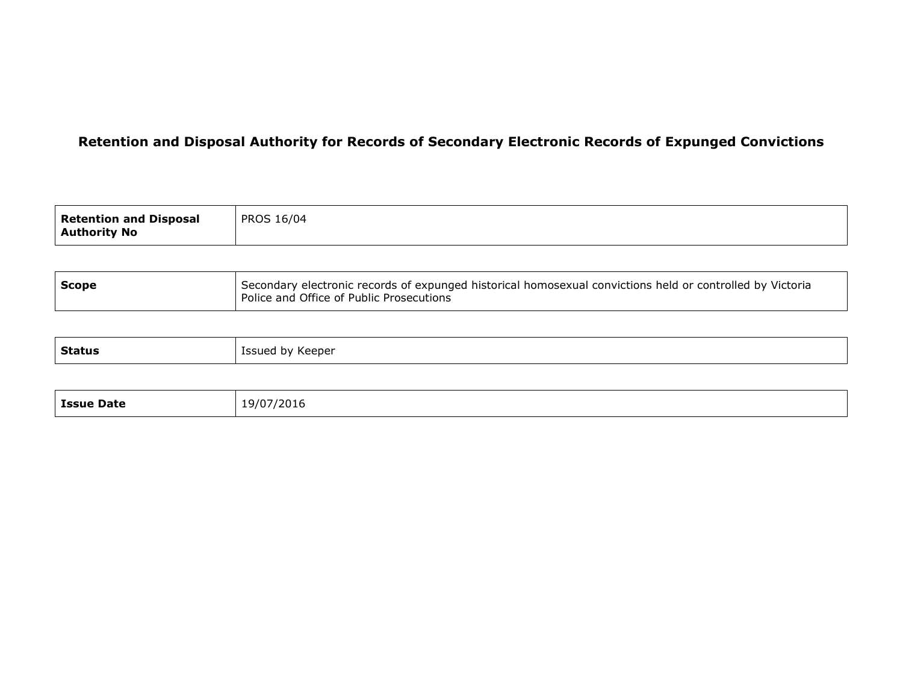# Retention and Disposal Authority for Records of Secondary Electronic Records of Expunged Convictions

| **Retention and Disposal Authority No** | PROS 16/04 |
|---|---|

| **Scope** | Secondary electronic records of expunged historical homosexual convictions held or controlled by Victoria Police and Office of Public Prosecutions |
|---|---|

| **Status** | Issued by Keeper |
|---|---|

| **Issue Date** | 19/07/2016 |
|---|---|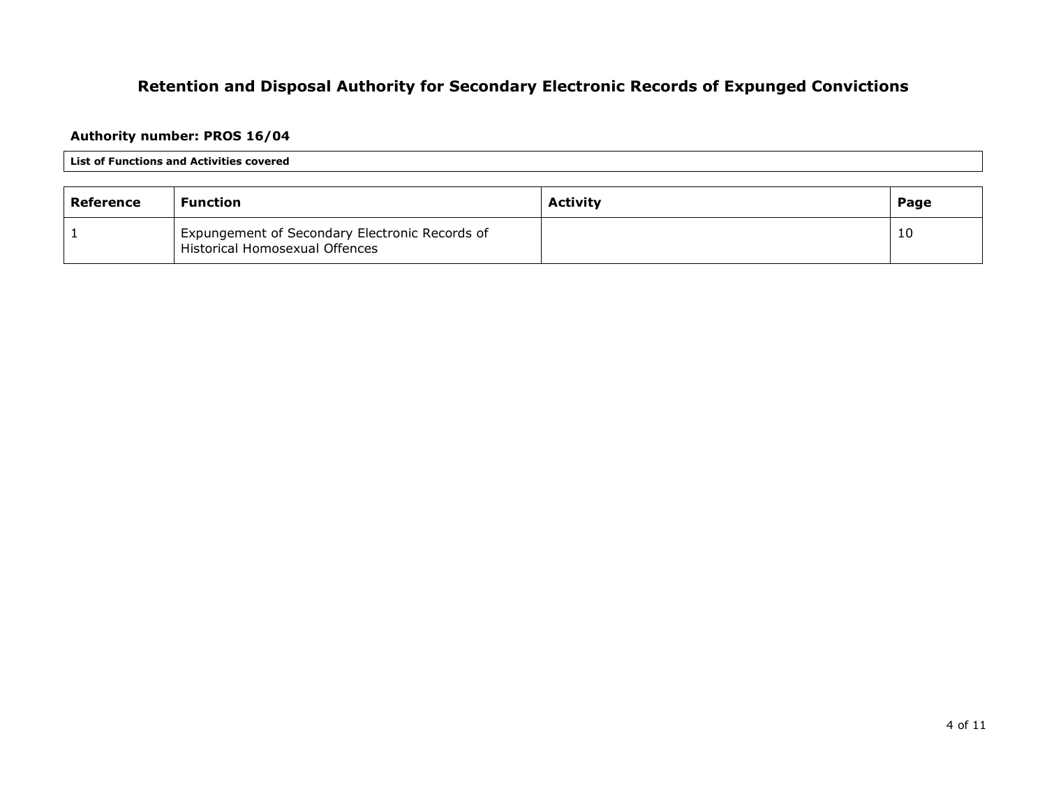# Retention and Disposal Authority for Secondary Electronic Records of Expunged Convictions

**Authority number: PROS 16/04**

**List of Functions and Activities covered**

| Reference | Function | Activity | Page |
|---|---|---|---|
| 1 | Expungement of Secondary Electronic Records of Historical Homosexual Offences | | 10 |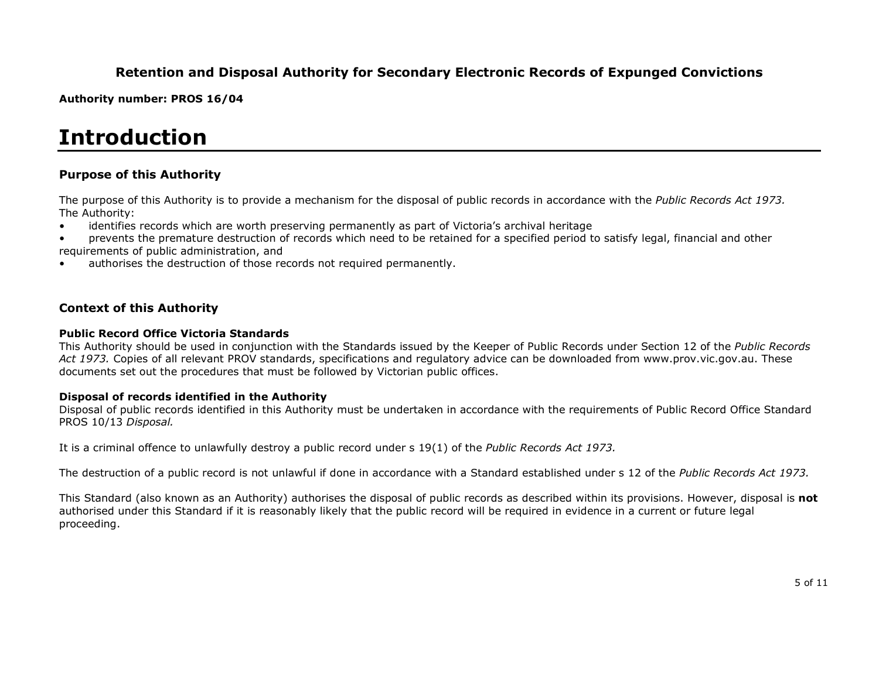**Retention and Disposal Authority for Secondary Electronic Records of Expunged Convictions**

**Authority number: PROS 16/04**

# Introduction

## Purpose of this Authority

The purpose of this Authority is to provide a mechanism for the disposal of public records in accordance with the *Public Records Act 1973.*
The Authority:

- identifies records which are worth preserving permanently as part of Victoria's archival heritage
- prevents the premature destruction of records which need to be retained for a specified period to satisfy legal, financial and other requirements of public administration, and
- authorises the destruction of those records not required permanently.

## Context of this Authority

### Public Record Office Victoria Standards

This Authority should be used in conjunction with the Standards issued by the Keeper of Public Records under Section 12 of the *Public Records Act 1973.* Copies of all relevant PROV standards, specifications and regulatory advice can be downloaded from www.prov.vic.gov.au. These documents set out the procedures that must be followed by Victorian public offices.

### Disposal of records identified in the Authority

Disposal of public records identified in this Authority must be undertaken in accordance with the requirements of Public Record Office Standard PROS 10/13 *Disposal.*

It is a criminal offence to unlawfully destroy a public record under s 19(1) of the *Public Records Act 1973.*

The destruction of a public record is not unlawful if done in accordance with a Standard established under s 12 of the *Public Records Act 1973.*

This Standard (also known as an Authority) authorises the disposal of public records as described within its provisions. However, disposal is **not** authorised under this Standard if it is reasonably likely that the public record will be required in evidence in a current or future legal proceeding.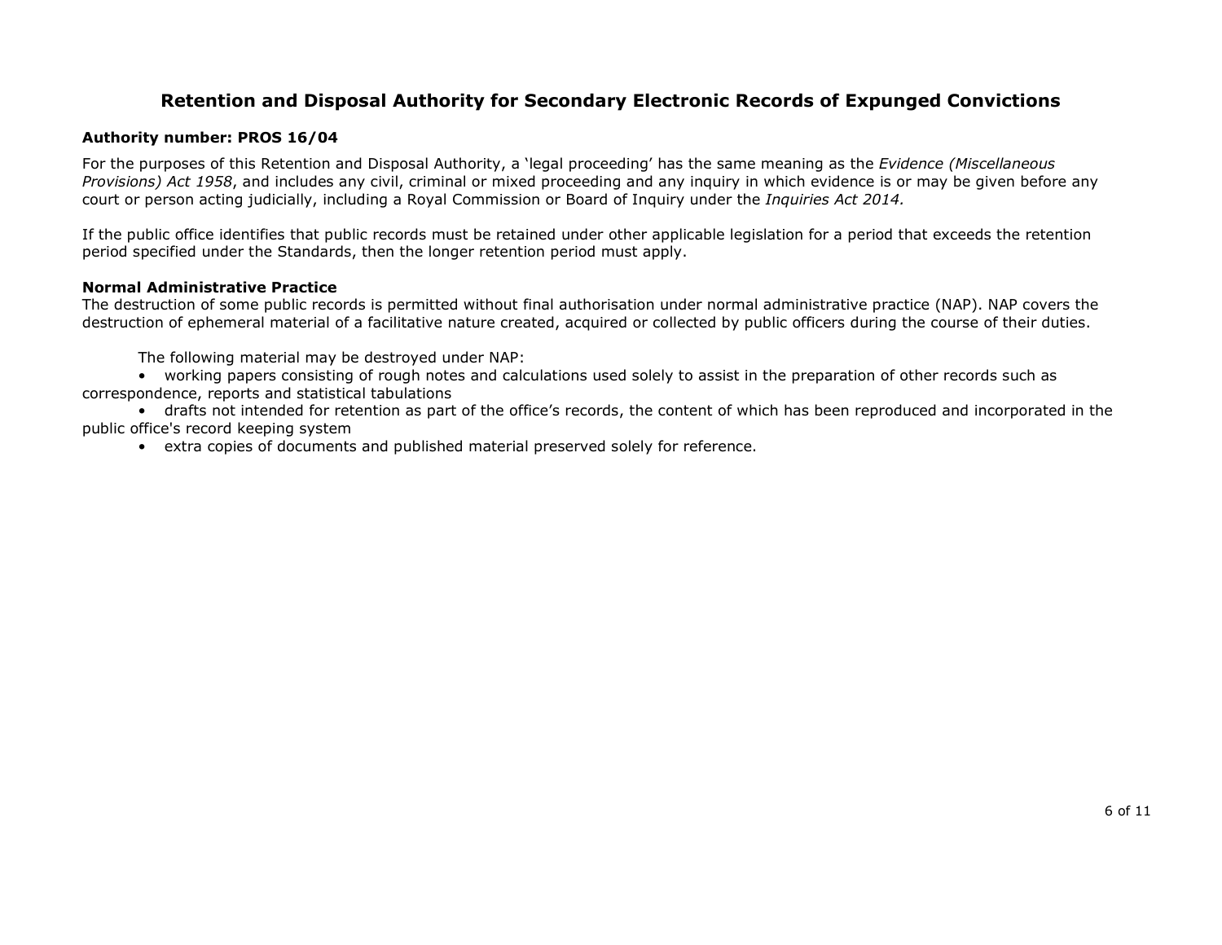# Retention and Disposal Authority for Secondary Electronic Records of Expunged Convictions

**Authority number: PROS 16/04**

For the purposes of this Retention and Disposal Authority, a 'legal proceeding' has the same meaning as the *Evidence (Miscellaneous Provisions) Act 1958*, and includes any civil, criminal or mixed proceeding and any inquiry in which evidence is or may be given before any court or person acting judicially, including a Royal Commission or Board of Inquiry under the *Inquiries Act 2014.*

If the public office identifies that public records must be retained under other applicable legislation for a period that exceeds the retention period specified under the Standards, then the longer retention period must apply.

**Normal Administrative Practice**

The destruction of some public records is permitted without final authorisation under normal administrative practice (NAP). NAP covers the destruction of ephemeral material of a facilitative nature created, acquired or collected by public officers during the course of their duties.

The following material may be destroyed under NAP:

- working papers consisting of rough notes and calculations used solely to assist in the preparation of other records such as correspondence, reports and statistical tabulations
- drafts not intended for retention as part of the office's records, the content of which has been reproduced and incorporated in the public office's record keeping system
- extra copies of documents and published material preserved solely for reference.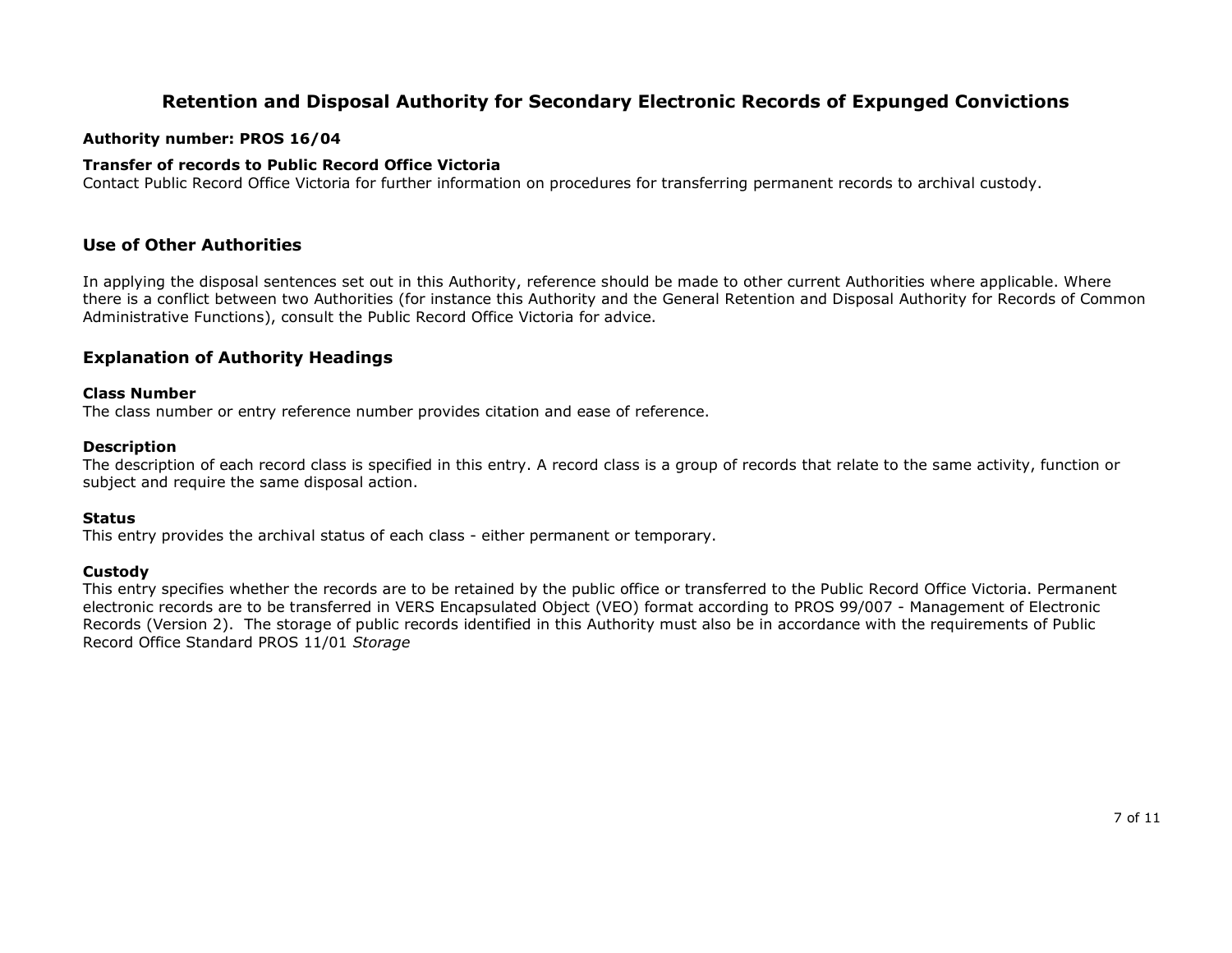# Retention and Disposal Authority for Secondary Electronic Records of Expunged Convictions

**Authority number: PROS 16/04**

**Transfer of records to Public Record Office Victoria**
Contact Public Record Office Victoria for further information on procedures for transferring permanent records to archival custody.

## Use of Other Authorities

In applying the disposal sentences set out in this Authority, reference should be made to other current Authorities where applicable. Where there is a conflict between two Authorities (for instance this Authority and the General Retention and Disposal Authority for Records of Common Administrative Functions), consult the Public Record Office Victoria for advice.

## Explanation of Authority Headings

**Class Number**
The class number or entry reference number provides citation and ease of reference.

**Description**
The description of each record class is specified in this entry. A record class is a group of records that relate to the same activity, function or subject and require the same disposal action.

**Status**
This entry provides the archival status of each class - either permanent or temporary.

**Custody**
This entry specifies whether the records are to be retained by the public office or transferred to the Public Record Office Victoria. Permanent electronic records are to be transferred in VERS Encapsulated Object (VEO) format according to PROS 99/007 - Management of Electronic Records (Version 2). The storage of public records identified in this Authority must also be in accordance with the requirements of Public Record Office Standard PROS 11/01 *Storage*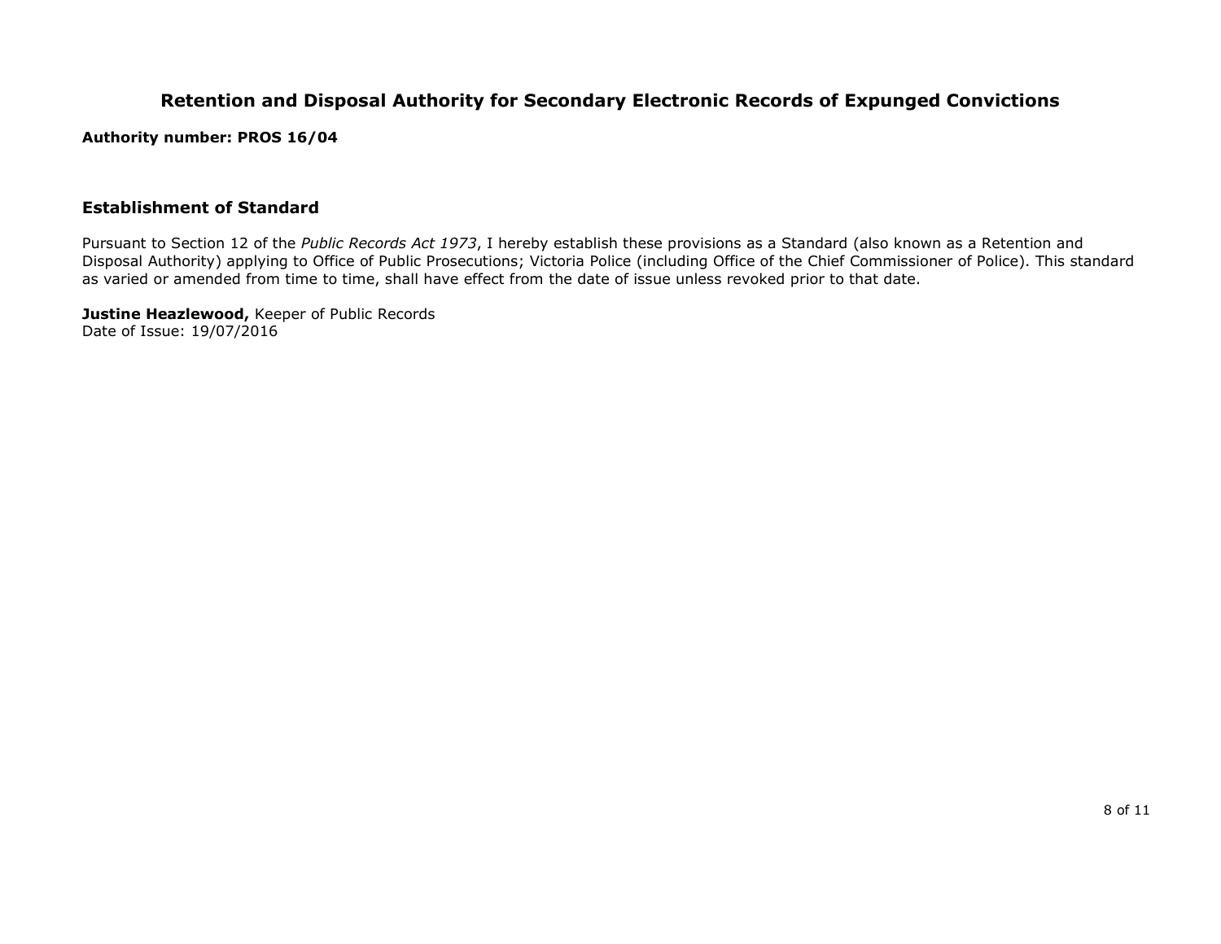# Retention and Disposal Authority for Secondary Electronic Records of Expunged Convictions

**Authority number: PROS 16/04**

## Establishment of Standard

Pursuant to Section 12 of the *Public Records Act 1973*, I hereby establish these provisions as a Standard (also known as a Retention and Disposal Authority) applying to Office of Public Prosecutions; Victoria Police (including Office of the Chief Commissioner of Police). This standard as varied or amended from time to time, shall have effect from the date of issue unless revoked prior to that date.

**Justine Heazlewood,** Keeper of Public Records
Date of Issue: 19/07/2016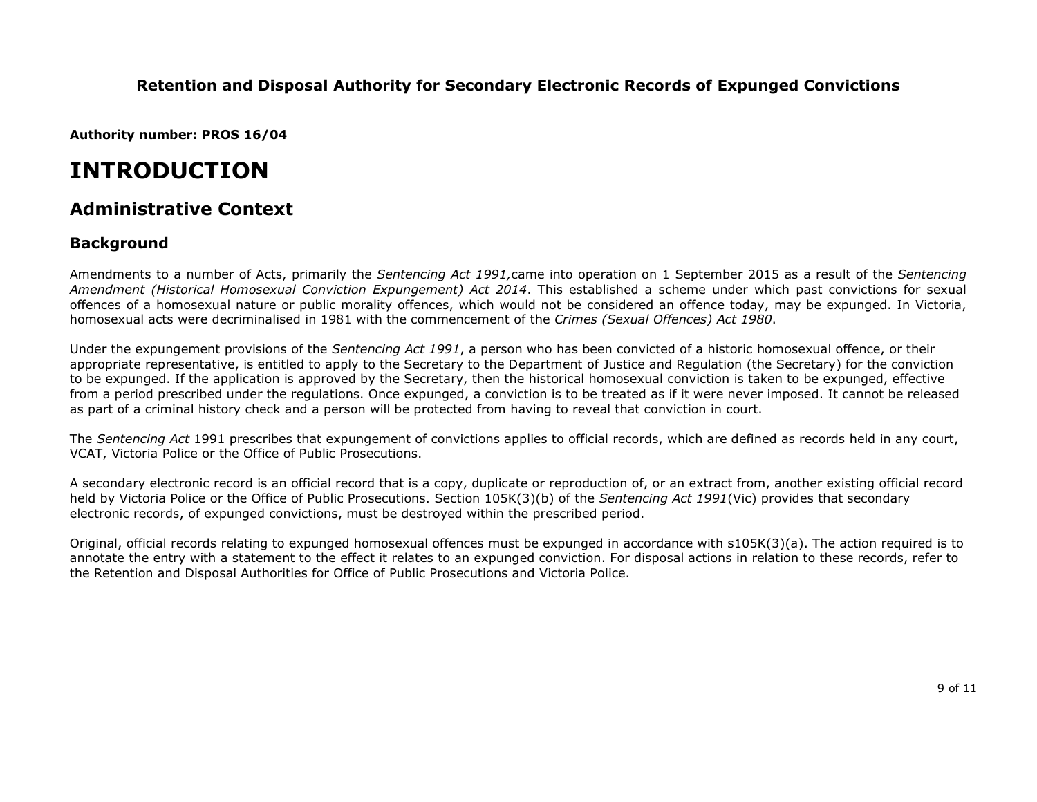**Retention and Disposal Authority for Secondary Electronic Records of Expunged Convictions**

**Authority number: PROS 16/04**

# INTRODUCTION

## Administrative Context

### Background

Amendments to a number of Acts, primarily the *Sentencing Act 1991,*came into operation on 1 September 2015 as a result of the *Sentencing Amendment (Historical Homosexual Conviction Expungement) Act 2014*. This established a scheme under which past convictions for sexual offences of a homosexual nature or public morality offences, which would not be considered an offence today, may be expunged. In Victoria, homosexual acts were decriminalised in 1981 with the commencement of the *Crimes (Sexual Offences) Act 1980*.

Under the expungement provisions of the *Sentencing Act 1991*, a person who has been convicted of a historic homosexual offence, or their appropriate representative, is entitled to apply to the Secretary to the Department of Justice and Regulation (the Secretary) for the conviction to be expunged. If the application is approved by the Secretary, then the historical homosexual conviction is taken to be expunged, effective from a period prescribed under the regulations. Once expunged, a conviction is to be treated as if it were never imposed. It cannot be released as part of a criminal history check and a person will be protected from having to reveal that conviction in court.

The *Sentencing Act* 1991 prescribes that expungement of convictions applies to official records, which are defined as records held in any court, VCAT, Victoria Police or the Office of Public Prosecutions.

A secondary electronic record is an official record that is a copy, duplicate or reproduction of, or an extract from, another existing official record held by Victoria Police or the Office of Public Prosecutions. Section 105K(3)(b) of the *Sentencing Act 1991*(Vic) provides that secondary electronic records, of expunged convictions, must be destroyed within the prescribed period.

Original, official records relating to expunged homosexual offences must be expunged in accordance with s105K(3)(a). The action required is to annotate the entry with a statement to the effect it relates to an expunged conviction. For disposal actions in relation to these records, refer to the Retention and Disposal Authorities for Office of Public Prosecutions and Victoria Police.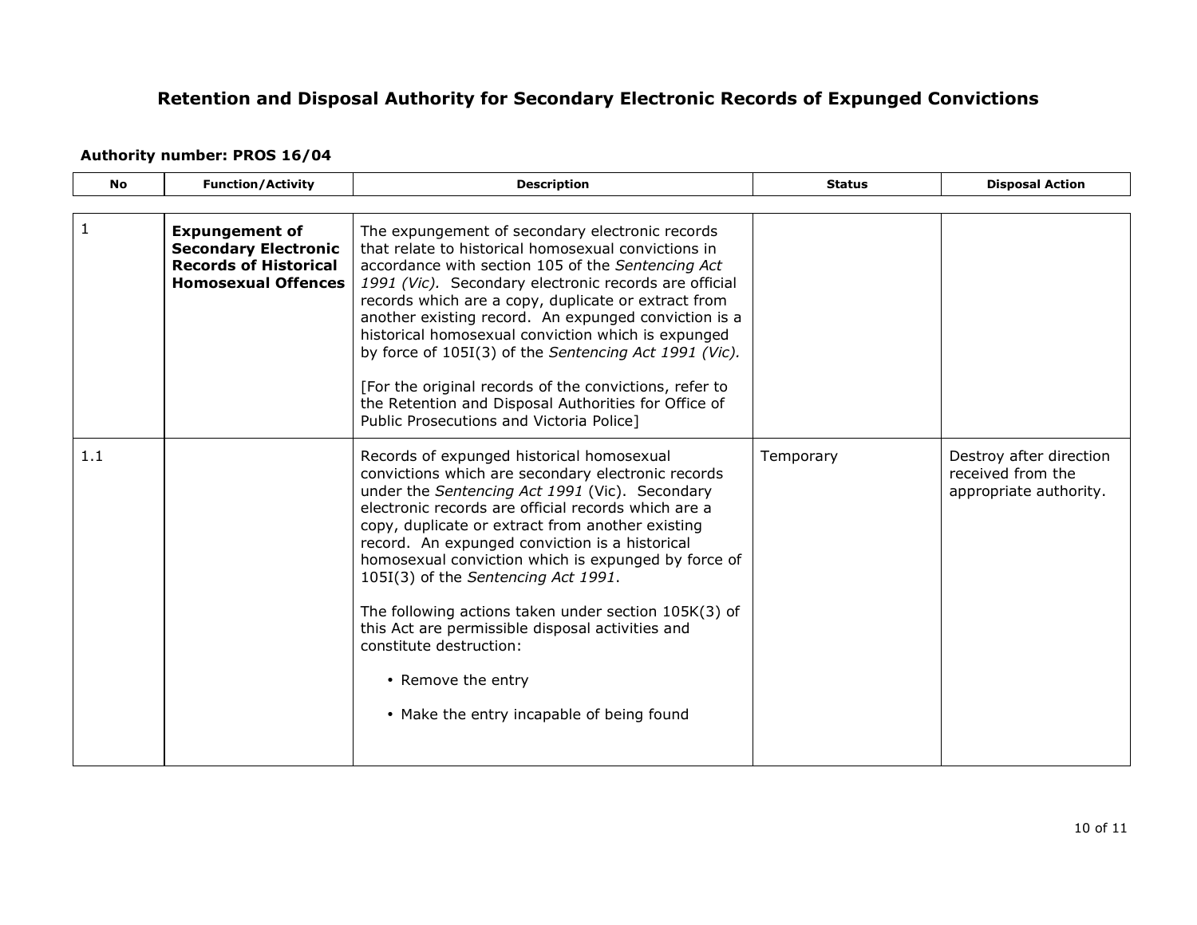## Retention and Disposal Authority for Secondary Electronic Records of Expunged Convictions

**Authority number: PROS 16/04**

| No | Function/Activity | Description | Status | Disposal Action |
|---|---|---|---|---|
| 1 | **Expungement of Secondary Electronic Records of Historical Homosexual Offences** | The expungement of secondary electronic records that relate to historical homosexual convictions in accordance with section 105 of the *Sentencing Act 1991 (Vic).* Secondary electronic records are official records which are a copy, duplicate or extract from another existing record. An expunged conviction is a historical homosexual conviction which is expunged by force of 105I(3) of the *Sentencing Act 1991 (Vic).*<br><br>[For the original records of the convictions, refer to the Retention and Disposal Authorities for Office of Public Prosecutions and Victoria Police] | | |
| 1.1 | | Records of expunged historical homosexual convictions which are secondary electronic records under the *Sentencing Act 1991* (Vic). Secondary electronic records are official records which are a copy, duplicate or extract from another existing record. An expunged conviction is a historical homosexual conviction which is expunged by force of 105I(3) of the *Sentencing Act 1991*.<br><br>The following actions taken under section 105K(3) of this Act are permissible disposal activities and constitute destruction:<br><br>• Remove the entry<br><br>• Make the entry incapable of being found | Temporary | Destroy after direction received from the appropriate authority. |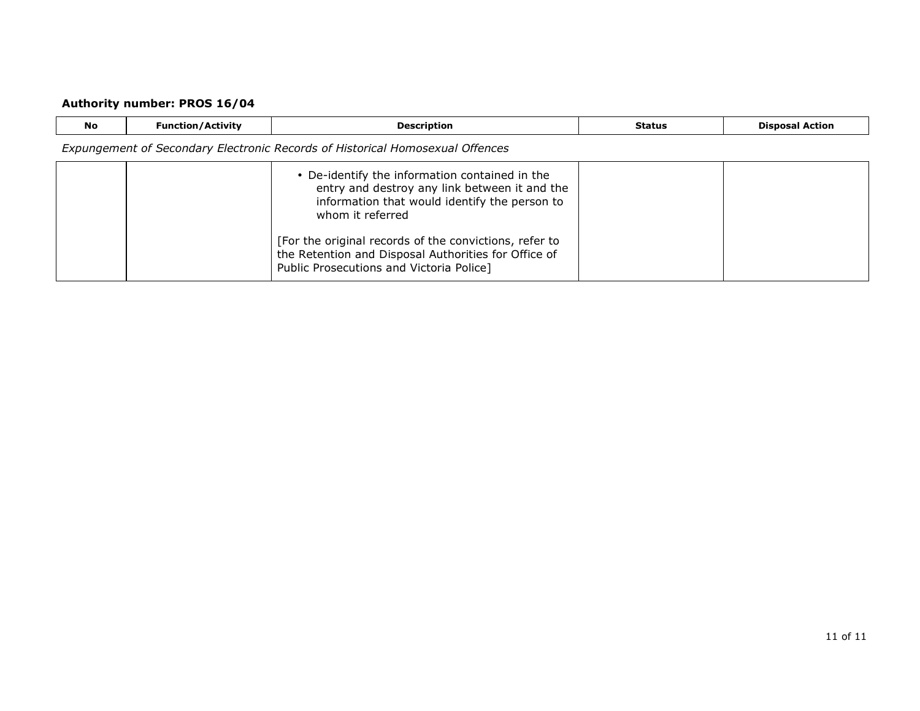**Authority number: PROS 16/04**

| No | Function/Activity | Description | Status | Disposal Action |
|---|---|---|---|---|
| *Expungement of Secondary Electronic Records of Historical Homosexual Offences* | | | | |
| | | • De-identify the information contained in the entry and destroy any link between it and the information that would identify the person to whom it referred<br><br>[For the original records of the convictions, refer to the Retention and Disposal Authorities for Office of Public Prosecutions and Victoria Police] | | |